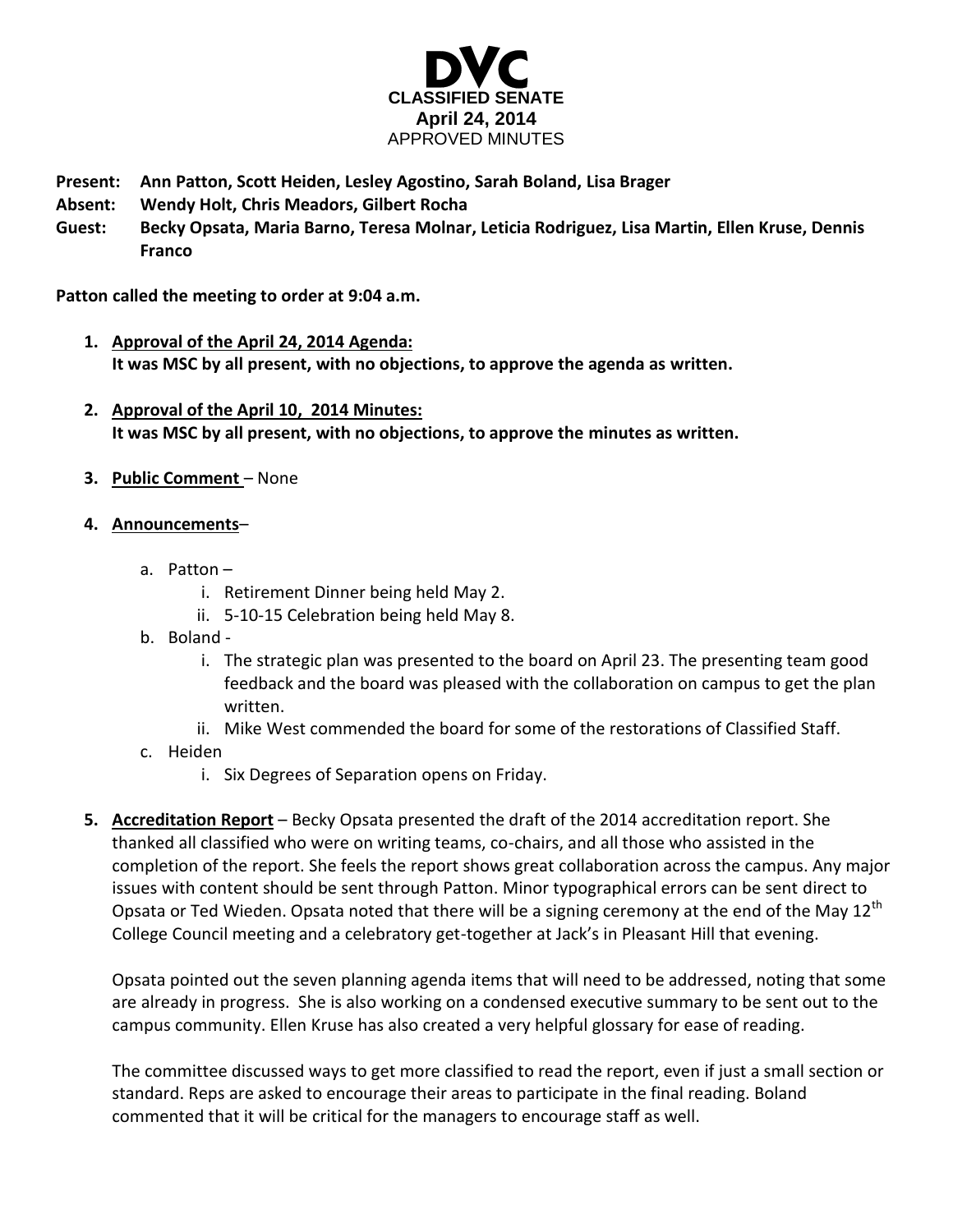# DVC

**CLASSIFIED SENATE**
**April 24, 2014**
APPROVED MINUTES

**Present:** **Ann Patton, Scott Heiden, Lesley Agostino, Sarah Boland, Lisa Brager**
**Absent:** **Wendy Holt, Chris Meadors, Gilbert Rocha**
**Guest:** **Becky Opsata, Maria Barno, Teresa Molnar, Leticia Rodriguez, Lisa Martin, Ellen Kruse, Dennis Franco**

**Patton called the meeting to order at 9:04 a.m.**

1. **Approval of the April 24, 2014 Agenda:**
   **It was MSC by all present, with no objections, to approve the agenda as written.**

2. **Approval of the April 10, 2014 Minutes:**
   **It was MSC by all present, with no objections, to approve the minutes as written.**

3. **Public Comment** – None

4. **Announcements**–
   a. Patton –
      i. Retirement Dinner being held May 2.
      ii. 5-10-15 Celebration being held May 8.
   b. Boland -
      i. The strategic plan was presented to the board on April 23. The presenting team good feedback and the board was pleased with the collaboration on campus to get the plan written.
      ii. Mike West commended the board for some of the restorations of Classified Staff.
   c. Heiden
      i. Six Degrees of Separation opens on Friday.

5. **Accreditation Report** – Becky Opsata presented the draft of the 2014 accreditation report. She thanked all classified who were on writing teams, co-chairs, and all those who assisted in the completion of the report. She feels the report shows great collaboration across the campus. Any major issues with content should be sent through Patton. Minor typographical errors can be sent direct to Opsata or Ted Wieden. Opsata noted that there will be a signing ceremony at the end of the May 12th College Council meeting and a celebratory get-together at Jack's in Pleasant Hill that evening.

   Opsata pointed out the seven planning agenda items that will need to be addressed, noting that some are already in progress. She is also working on a condensed executive summary to be sent out to the campus community. Ellen Kruse has also created a very helpful glossary for ease of reading.

   The committee discussed ways to get more classified to read the report, even if just a small section or standard. Reps are asked to encourage their areas to participate in the final reading. Boland commented that it will be critical for the managers to encourage staff as well.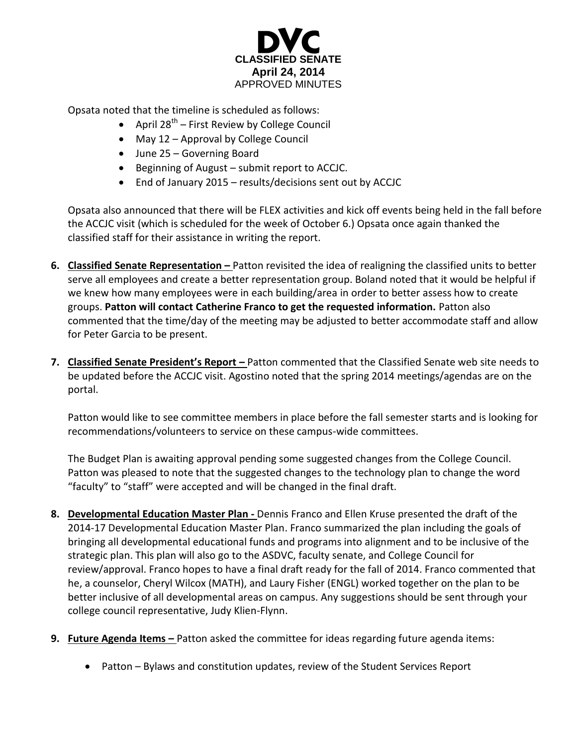Opsata noted that the timeline is scheduled as follows:

- April 28th – First Review by College Council
- May 12 – Approval by College Council
- June 25 – Governing Board
- Beginning of August – submit report to ACCJC.
- End of January 2015 – results/decisions sent out by ACCJC

Opsata also announced that there will be FLEX activities and kick off events being held in the fall before the ACCJC visit (which is scheduled for the week of October 6.) Opsata once again thanked the classified staff for their assistance in writing the report.

6. **Classified Senate Representation –** Patton revisited the idea of realigning the classified units to better serve all employees and create a better representation group. Boland noted that it would be helpful if we knew how many employees were in each building/area in order to better assess how to create groups. **Patton will contact Catherine Franco to get the requested information.** Patton also commented that the time/day of the meeting may be adjusted to better accommodate staff and allow for Peter Garcia to be present.

7. **Classified Senate President's Report –** Patton commented that the Classified Senate web site needs to be updated before the ACCJC visit. Agostino noted that the spring 2014 meetings/agendas are on the portal.

   Patton would like to see committee members in place before the fall semester starts and is looking for recommendations/volunteers to service on these campus-wide committees.

   The Budget Plan is awaiting approval pending some suggested changes from the College Council. Patton was pleased to note that the suggested changes to the technology plan to change the word "faculty" to "staff" were accepted and will be changed in the final draft.

8. **Developmental Education Master Plan -** Dennis Franco and Ellen Kruse presented the draft of the 2014-17 Developmental Education Master Plan. Franco summarized the plan including the goals of bringing all developmental educational funds and programs into alignment and to be inclusive of the strategic plan. This plan will also go to the ASDVC, faculty senate, and College Council for review/approval. Franco hopes to have a final draft ready for the fall of 2014. Franco commented that he, a counselor, Cheryl Wilcox (MATH), and Laury Fisher (ENGL) worked together on the plan to be better inclusive of all developmental areas on campus. Any suggestions should be sent through your college council representative, Judy Klien-Flynn.

9. **Future Agenda Items –** Patton asked the committee for ideas regarding future agenda items:

   - Patton – Bylaws and constitution updates, review of the Student Services Report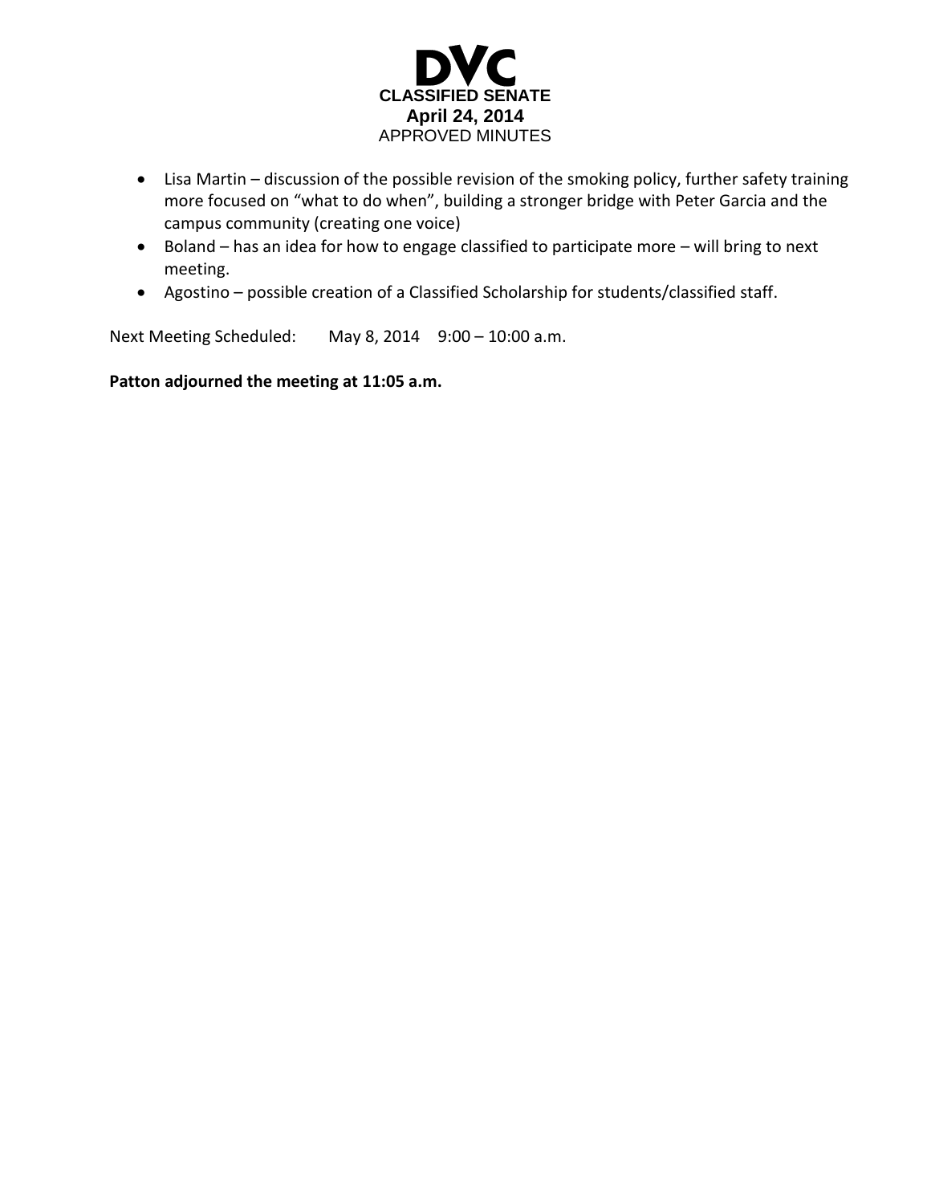- Lisa Martin – discussion of the possible revision of the smoking policy, further safety training more focused on "what to do when", building a stronger bridge with Peter Garcia and the campus community (creating one voice)
- Boland – has an idea for how to engage classified to participate more – will bring to next meeting.
- Agostino – possible creation of a Classified Scholarship for students/classified staff.

Next Meeting Scheduled: May 8, 2014 9:00 – 10:00 a.m.

**Patton adjourned the meeting at 11:05 a.m.**